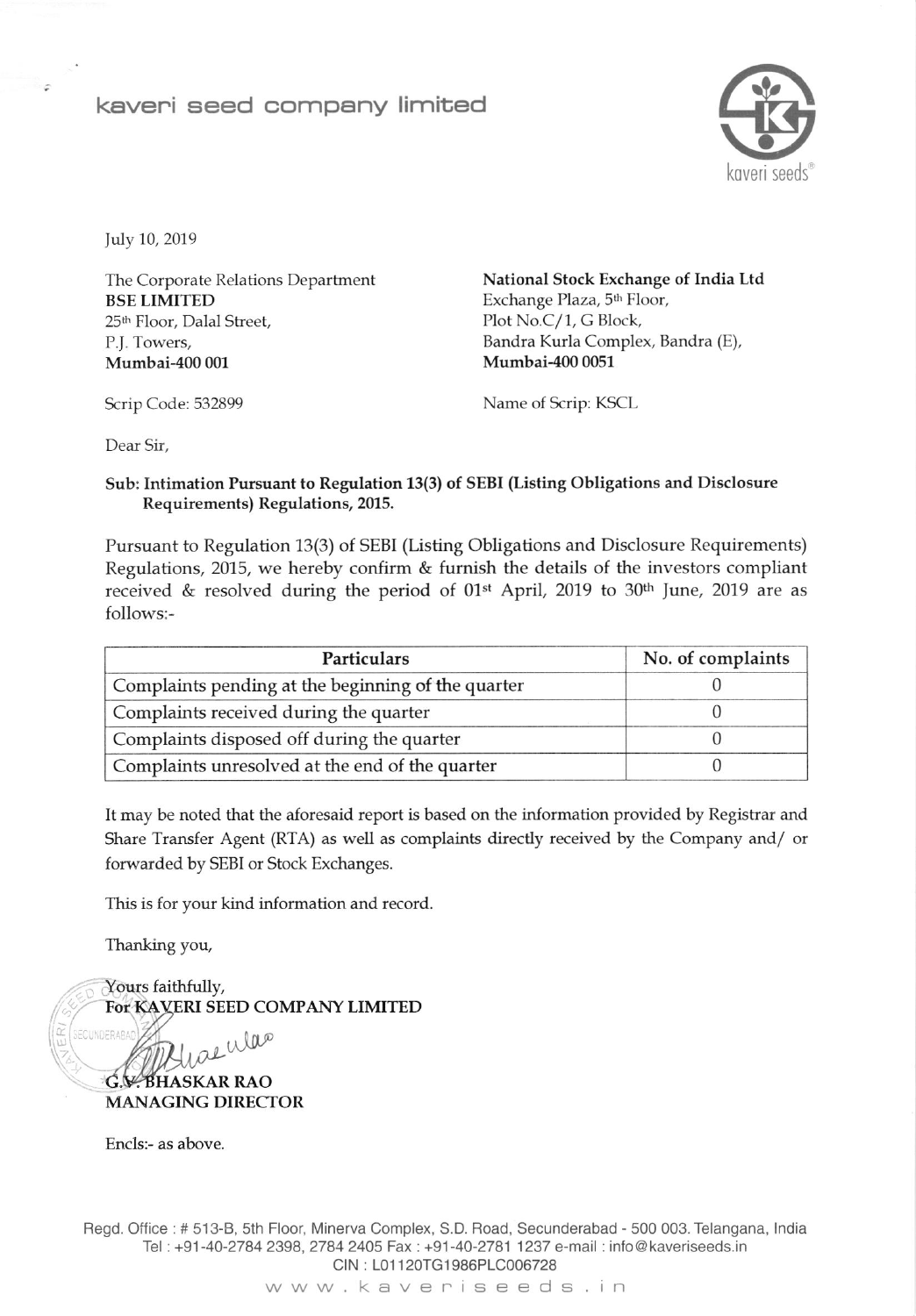# kaveri seed company limited

July 10, 2019

The Corporate Relations Department
**BSE LIMITED**
25th Floor, Dalal Street,
P.J. Towers,
**Mumbai-400 001**

**National Stock Exchange of India Ltd**
Exchange Plaza, 5th Floor,
Plot No.C/1, G Block,
Bandra Kurla Complex, Bandra (E),
**Mumbai-400 0051**

Scrip Code: 532899

Name of Scrip: KSCL

Dear Sir,

**Sub: Intimation Pursuant to Regulation 13(3) of SEBI (Listing Obligations and Disclosure Requirements) Regulations, 2015.**

Pursuant to Regulation 13(3) of SEBI (Listing Obligations and Disclosure Requirements) Regulations, 2015, we hereby confirm & furnish the details of the investors compliant received & resolved during the period of 01st April, 2019 to 30th June, 2019 are as follows:-

| Particulars | No. of complaints |
|---|---|
| Complaints pending at the beginning of the quarter | 0 |
| Complaints received during the quarter | 0 |
| Complaints disposed off during the quarter | 0 |
| Complaints unresolved at the end of the quarter | 0 |

It may be noted that the aforesaid report is based on the information provided by Registrar and Share Transfer Agent (RTA) as well as complaints directly received by the Company and/ or forwarded by SEBI or Stock Exchanges.

This is for your kind information and record.

Thanking you,

Yours faithfully,
**For KAVERI SEED COMPANY LIMITED**

**G.V. BHASKAR RAO**
**MANAGING DIRECTOR**

Encls:- as above.

Regd. Office : # 513-B, 5th Floor, Minerva Complex, S.D. Road, Secunderabad - 500 003. Telangana, India
Tel : +91-40-2784 2398, 2784 2405 Fax : +91-40-2781 1237 e-mail : info@kaveriseeds.in
CIN : L01120TG1986PLC006728
www.kaveriseeds.in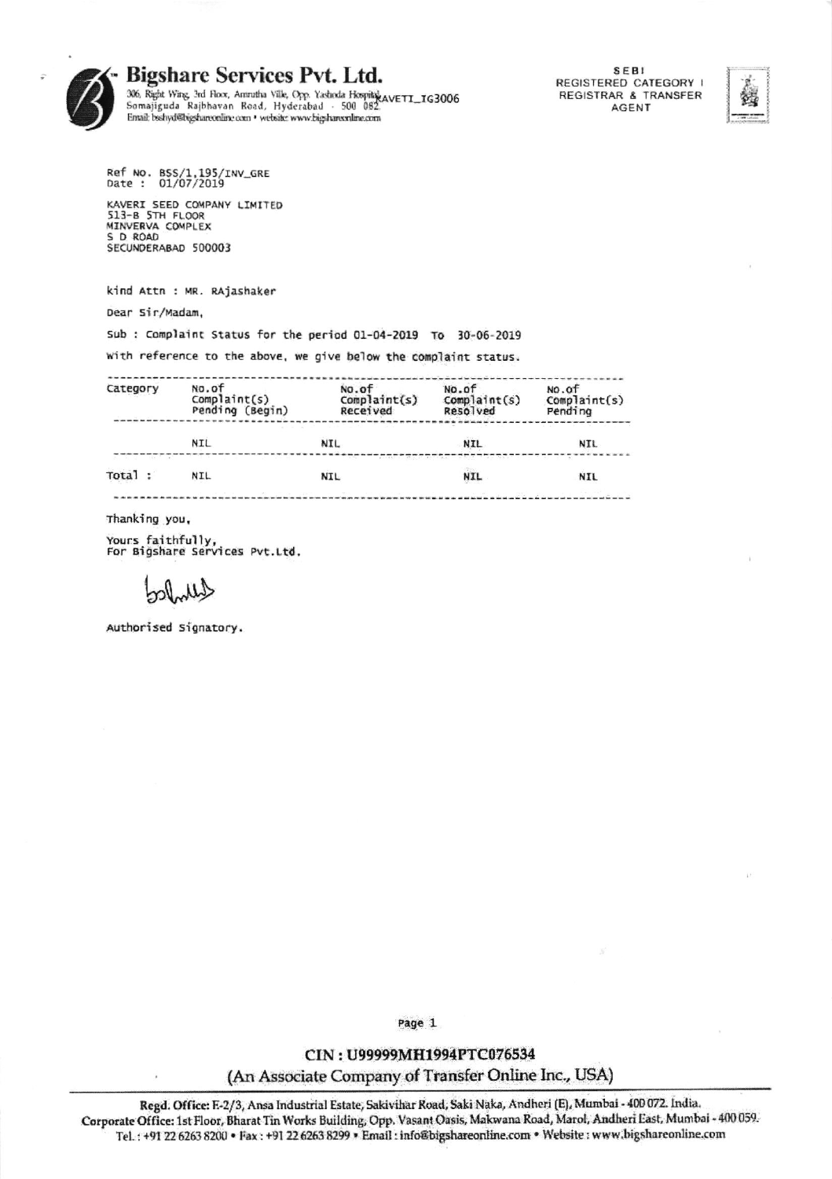# Bigshare Services Pvt. Ltd.

306, Right Wing, 3rd Floor, Amrutha Ville, Opp. Yashoda Hospital, Somajiguda Rajbhavan Road, Hyderabad - 500 082 KAVETI_IG3006
Email: bsshyd@bigshareonline.com • website: www.bigshareonline.com

SEBI
REGISTERED CATEGORY I
REGISTRAR & TRANSFER
AGENT

Ref No. BSS/1,195/INV_GRE
Date : 01/07/2019

KAVERI SEED COMPANY LIMITED
513-B 5TH FLOOR
MINVERVA COMPLEX
S D ROAD
SECUNDERABAD 500003

kind Attn : MR. RAjashaker

Dear Sir/Madam,

Sub : Complaint Status for the period 01-04-2019 To 30-06-2019

With reference to the above, we give below the complaint status.

| Category | No.of Complaint(s) Pending (Begin) | No.of Complaint(s) Received | No.of Complaint(s) Resolved | No.of Complaint(s) Pending |
|---|---|---|---|---|
| | NIL | NIL | NIL | NIL |
| Total : | NIL | NIL | NIL | NIL |

Thanking you,

Yours faithfully,
For Bigshare Services Pvt.Ltd.

Authorised Signatory.

**CIN : U99999MH1994PTC076534**

(An Associate Company of Transfer Online Inc., USA)

**Regd. Office:** E-2/3, Ansa Industrial Estate, Sakivihar Road, Saki Naka, Andheri (E), Mumbai - 400 072. India.
**Corporate Office:** 1st Floor, Bharat Tin Works Building, Opp. Vasant Oasis, Makwana Road, Marol, Andheri East, Mumbai - 400 059.
Tel. : +91 22 6263 8200 • Fax : +91 22 6263 8299 • Email : info@bigshareonline.com • Website : www.bigshareonline.com